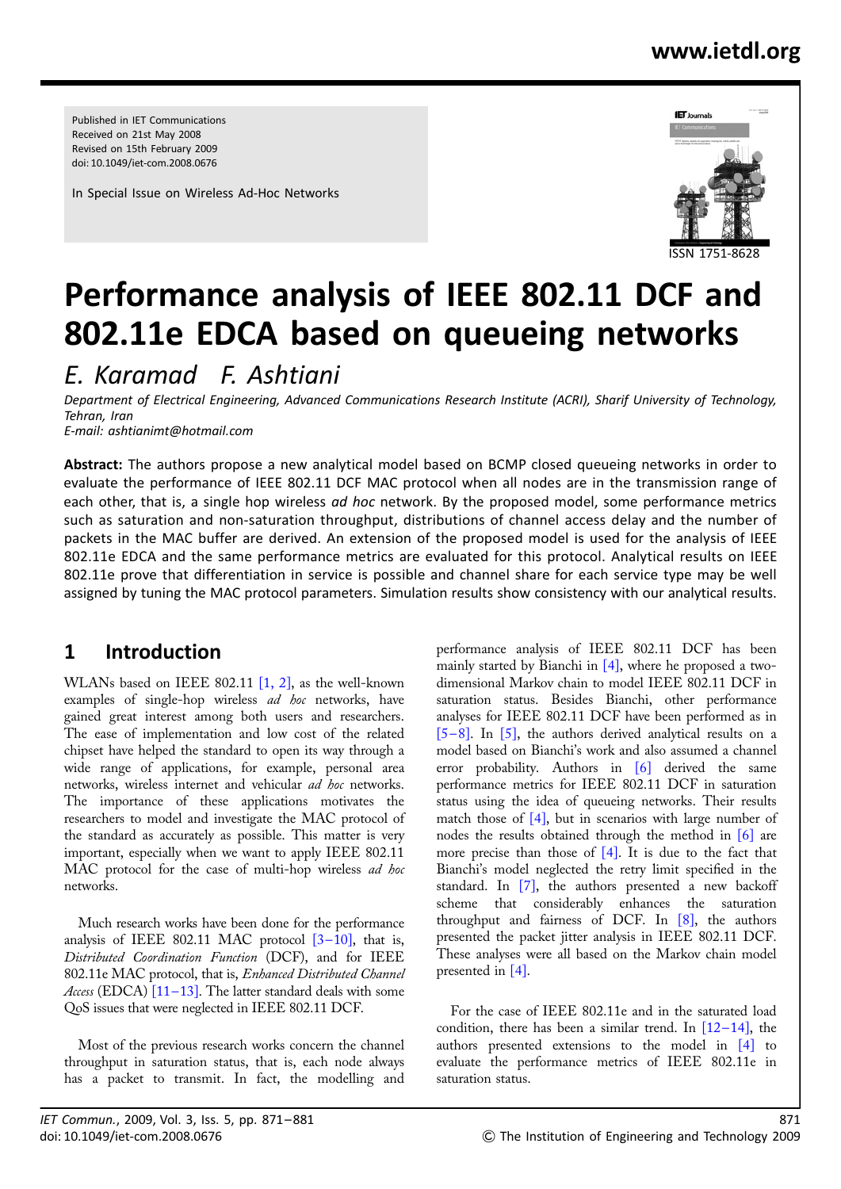Published in IET Communications
Received on 21st May 2008
Revised on 15th February 2009
doi: 10.1049/iet-com.2008.0676

In Special Issue on Wireless Ad-Hoc Networks

ISSN 1751-8628

# Performance analysis of IEEE 802.11 DCF and 802.11e EDCA based on queueing networks

*E. Karamad F. Ashtiani*

*Department of Electrical Engineering, Advanced Communications Research Institute (ACRI), Sharif University of Technology, Tehran, Iran*
*E-mail: ashtianimt@hotmail.com*

**Abstract:** The authors propose a new analytical model based on BCMP closed queueing networks in order to evaluate the performance of IEEE 802.11 DCF MAC protocol when all nodes are in the transmission range of each other, that is, a single hop wireless *ad hoc* network. By the proposed model, some performance metrics such as saturation and non-saturation throughput, distributions of channel access delay and the number of packets in the MAC buffer are derived. An extension of the proposed model is used for the analysis of IEEE 802.11e EDCA and the same performance metrics are evaluated for this protocol. Analytical results on IEEE 802.11e prove that differentiation in service is possible and channel share for each service type may be well assigned by tuning the MAC protocol parameters. Simulation results show consistency with our analytical results.

## 1 Introduction

WLANs based on IEEE 802.11 [1, 2], as the well-known examples of single-hop wireless *ad hoc* networks, have gained great interest among both users and researchers. The ease of implementation and low cost of the related chipset have helped the standard to open its way through a wide range of applications, for example, personal area networks, wireless internet and vehicular *ad hoc* networks. The importance of these applications motivates the researchers to model and investigate the MAC protocol of the standard as accurately as possible. This matter is very important, especially when we want to apply IEEE 802.11 MAC protocol for the case of multi-hop wireless *ad hoc* networks.

Much research works have been done for the performance analysis of IEEE 802.11 MAC protocol [3–10], that is, *Distributed Coordination Function* (DCF), and for IEEE 802.11e MAC protocol, that is, *Enhanced Distributed Channel Access* (EDCA) [11–13]. The latter standard deals with some QoS issues that were neglected in IEEE 802.11 DCF.

Most of the previous research works concern the channel throughput in saturation status, that is, each node always has a packet to transmit. In fact, the modelling and performance analysis of IEEE 802.11 DCF has been mainly started by Bianchi in [4], where he proposed a two-dimensional Markov chain to model IEEE 802.11 DCF in saturation status. Besides Bianchi, other performance analyses for IEEE 802.11 DCF have been performed as in [5–8]. In [5], the authors derived analytical results on a model based on Bianchi's work and also assumed a channel error probability. Authors in [6] derived the same performance metrics for IEEE 802.11 DCF in saturation status using the idea of queueing networks. Their results match those of [4], but in scenarios with large number of nodes the results obtained through the method in [6] are more precise than those of [4]. It is due to the fact that Bianchi's model neglected the retry limit specified in the standard. In [7], the authors presented a new backoff scheme that considerably enhances the saturation throughput and fairness of DCF. In [8], the authors presented the packet jitter analysis in IEEE 802.11 DCF. These analyses were all based on the Markov chain model presented in [4].

For the case of IEEE 802.11e and in the saturated load condition, there has been a similar trend. In [12–14], the authors presented extensions to the model in [4] to evaluate the performance metrics of IEEE 802.11e in saturation status.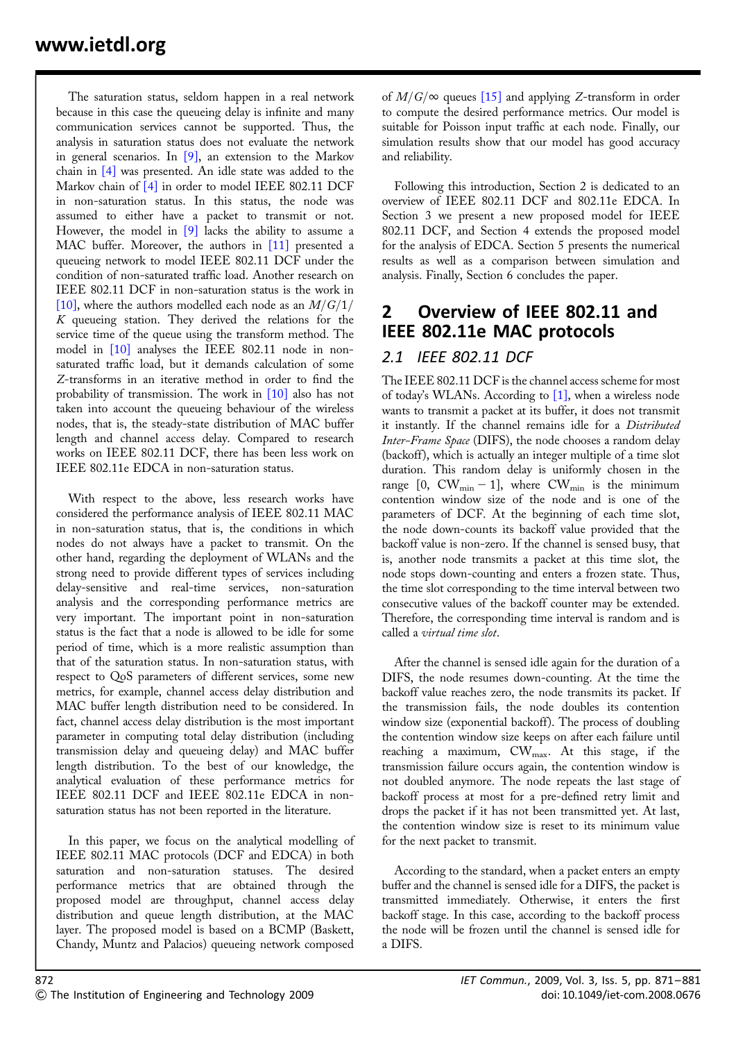The saturation status, seldom happen in a real network because in this case the queueing delay is infinite and many communication services cannot be supported. Thus, the analysis in saturation status does not evaluate the network in general scenarios. In [9], an extension to the Markov chain in [4] was presented. An idle state was added to the Markov chain of [4] in order to model IEEE 802.11 DCF in non-saturation status. In this status, the node was assumed to either have a packet to transmit or not. However, the model in [9] lacks the ability to assume a MAC buffer. Moreover, the authors in [11] presented a queueing network to model IEEE 802.11 DCF under the condition of non-saturated traffic load. Another research on IEEE 802.11 DCF in non-saturation status is the work in [10], where the authors modelled each node as an $M/G/1/K$ queueing station. They derived the relations for the service time of the queue using the transform method. The model in [10] analyses the IEEE 802.11 node in non-saturated traffic load, but it demands calculation of some $Z$-transforms in an iterative method in order to find the probability of transmission. The work in [10] also has not taken into account the queueing behaviour of the wireless nodes, that is, the steady-state distribution of MAC buffer length and channel access delay. Compared to research works on IEEE 802.11 DCF, there has been less work on IEEE 802.11e EDCA in non-saturation status.

With respect to the above, less research works have considered the performance analysis of IEEE 802.11 MAC in non-saturation status, that is, the conditions in which nodes do not always have a packet to transmit. On the other hand, regarding the deployment of WLANs and the strong need to provide different types of services including delay-sensitive and real-time services, non-saturation analysis and the corresponding performance metrics are very important. The important point in non-saturation status is the fact that a node is allowed to be idle for some period of time, which is a more realistic assumption than that of the saturation status. In non-saturation status, with respect to QoS parameters of different services, some new metrics, for example, channel access delay distribution and MAC buffer length distribution need to be considered. In fact, channel access delay distribution is the most important parameter in computing total delay distribution (including transmission delay and queueing delay) and MAC buffer length distribution. To the best of our knowledge, the analytical evaluation of these performance metrics for IEEE 802.11 DCF and IEEE 802.11e EDCA in non-saturation status has not been reported in the literature.

In this paper, we focus on the analytical modelling of IEEE 802.11 MAC protocols (DCF and EDCA) in both saturation and non-saturation statuses. The desired performance metrics that are obtained through the proposed model are throughput, channel access delay distribution and queue length distribution, at the MAC layer. The proposed model is based on a BCMP (Baskett, Chandy, Muntz and Palacios) queueing network composed of $M/G/\infty$ queues [15] and applying $Z$-transform in order to compute the desired performance metrics. Our model is suitable for Poisson input traffic at each node. Finally, our simulation results show that our model has good accuracy and reliability.

Following this introduction, Section 2 is dedicated to an overview of IEEE 802.11 DCF and 802.11e EDCA. In Section 3 we present a new proposed model for IEEE 802.11 DCF, and Section 4 extends the proposed model for the analysis of EDCA. Section 5 presents the numerical results as well as a comparison between simulation and analysis. Finally, Section 6 concludes the paper.

## 2 Overview of IEEE 802.11 and IEEE 802.11e MAC protocols

### 2.1 IEEE 802.11 DCF

The IEEE 802.11 DCF is the channel access scheme for most of today's WLANs. According to [1], when a wireless node wants to transmit a packet at its buffer, it does not transmit it instantly. If the channel remains idle for a *Distributed Inter-Frame Space* (DIFS), the node chooses a random delay (backoff), which is actually an integer multiple of a time slot duration. This random delay is uniformly chosen in the range [0, $\text{CW}_{\min} - 1$], where $\text{CW}_{\min}$ is the minimum contention window size of the node and is one of the parameters of DCF. At the beginning of each time slot, the node down-counts its backoff value provided that the backoff value is non-zero. If the channel is sensed busy, that is, another node transmits a packet at this time slot, the node stops down-counting and enters a frozen state. Thus, the time slot corresponding to the time interval between two consecutive values of the backoff counter may be extended. Therefore, the corresponding time interval is random and is called a *virtual time slot*.

After the channel is sensed idle again for the duration of a DIFS, the node resumes down-counting. At the time the backoff value reaches zero, the node transmits its packet. If the transmission fails, the node doubles its contention window size (exponential backoff). The process of doubling the contention window size keeps on after each failure until reaching a maximum, $\text{CW}_{\max}$. At this stage, if the transmission failure occurs again, the contention window is not doubled anymore. The node repeats the last stage of backoff process at most for a pre-defined retry limit and drops the packet if it has not been transmitted yet. At last, the contention window size is reset to its minimum value for the next packet to transmit.

According to the standard, when a packet enters an empty buffer and the channel is sensed idle for a DIFS, the packet is transmitted immediately. Otherwise, it enters the first backoff stage. In this case, according to the backoff process the node will be frozen until the channel is sensed idle for a DIFS.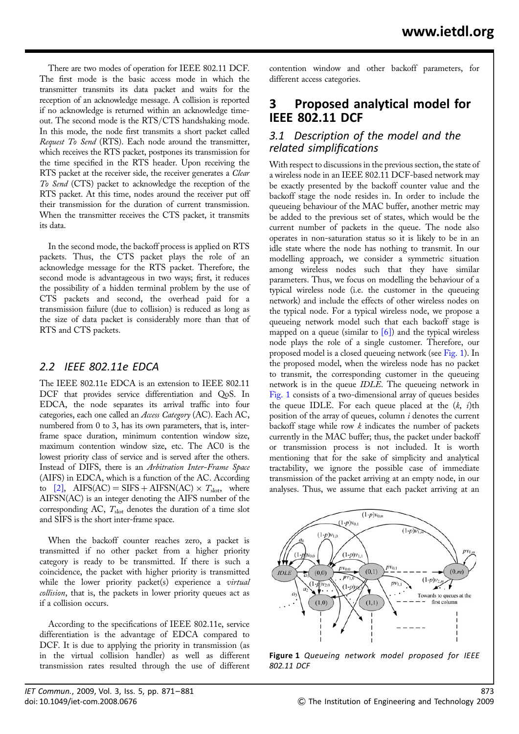There are two modes of operation for IEEE 802.11 DCF. The first mode is the basic access mode in which the transmitter transmits its data packet and waits for the reception of an acknowledge message. A collision is reported if no acknowledge is returned within an acknowledge timeout. The second mode is the RTS/CTS handshaking mode. In this mode, the node first transmits a short packet called *Request To Send* (RTS). Each node around the transmitter, which receives the RTS packet, postpones its transmission for the time specified in the RTS header. Upon receiving the RTS packet at the receiver side, the receiver generates a *Clear To Send* (CTS) packet to acknowledge the reception of the RTS packet. At this time, nodes around the receiver put off their transmission for the duration of current transmission. When the transmitter receives the CTS packet, it transmits its data.

In the second mode, the backoff process is applied on RTS packets. Thus, the CTS packet plays the role of an acknowledge message for the RTS packet. Therefore, the second mode is advantageous in two ways; first, it reduces the possibility of a hidden terminal problem by the use of CTS packets and second, the overhead paid for a transmission failure (due to collision) is reduced as long as the size of data packet is considerably more than that of RTS and CTS packets.

### 2.2 IEEE 802.11e EDCA

The IEEE 802.11e EDCA is an extension to IEEE 802.11 DCF that provides service differentiation and QoS. In EDCA, the node separates its arrival traffic into four categories, each one called an *Access Category* (AC). Each AC, numbered from 0 to 3, has its own parameters, that is, inter-frame space duration, minimum contention window size, maximum contention window size, etc. The AC0 is the lowest priority class of service and is served after the others. Instead of DIFS, there is an *Arbitration Inter-Frame Space* (AIFS) in EDCA, which is a function of the AC. According to [2], $\text{AIFS(AC)} = \text{SIFS} + \text{AIFSN(AC)} \times T_{\text{slot}}$, where AIFSN(AC) is an integer denoting the AIFS number of the corresponding AC, $T_{\text{slot}}$ denotes the duration of a time slot and SIFS is the short inter-frame space.

When the backoff counter reaches zero, a packet is transmitted if no other packet from a higher priority category is ready to be transmitted. If there is such a coincidence, the packet with higher priority is transmitted while the lower priority packet(s) experience a *virtual collision*, that is, the packets in lower priority queues act as if a collision occurs.

According to the specifications of IEEE 802.11e, service differentiation is the advantage of EDCA compared to DCF. It is due to applying the priority in transmission (as in the virtual collision handler) as well as different transmission rates resulted through the use of different contention window and other backoff parameters, for different access categories.

## 3 Proposed analytical model for IEEE 802.11 DCF

### 3.1 Description of the model and the related simplifications

With respect to discussions in the previous section, the state of a wireless node in an IEEE 802.11 DCF-based network may be exactly presented by the backoff counter value and the backoff stage the node resides in. In order to include the queueing behaviour of the MAC buffer, another metric may be added to the previous set of states, which would be the current number of packets in the queue. The node also operates in non-saturation status so it is likely to be in an idle state where the node has nothing to transmit. In our modelling approach, we consider a symmetric situation among wireless nodes such that they have similar parameters. Thus, we focus on modelling the behaviour of a typical wireless node (i.e. the customer in the queueing network) and include the effects of other wireless nodes on the typical node. For a typical wireless node, we propose a queueing network model such that each backoff stage is mapped on a queue (similar to [6]) and the typical wireless node plays the role of a single customer. Therefore, our proposed model is a closed queueing network (see Fig. 1). In the proposed model, when the wireless node has no packet to transmit, the corresponding customer in the queueing network is in the queue *IDLE*. The queueing network in Fig. 1 consists of a two-dimensional array of queues besides the queue IDLE. For each queue placed at the $(k, i)$th position of the array of queues, column $i$ denotes the current backoff stage while row $k$ indicates the number of packets currently in the MAC buffer; thus, the packet under backoff or transmission process is not included. It is worth mentioning that for the sake of simplicity and analytical tractability, we ignore the possible case of immediate transmission of the packet arriving at an empty node, in our analyses. Thus, we assume that each packet arriving at an

**Figure 1** *Queueing network model proposed for IEEE 802.11 DCF*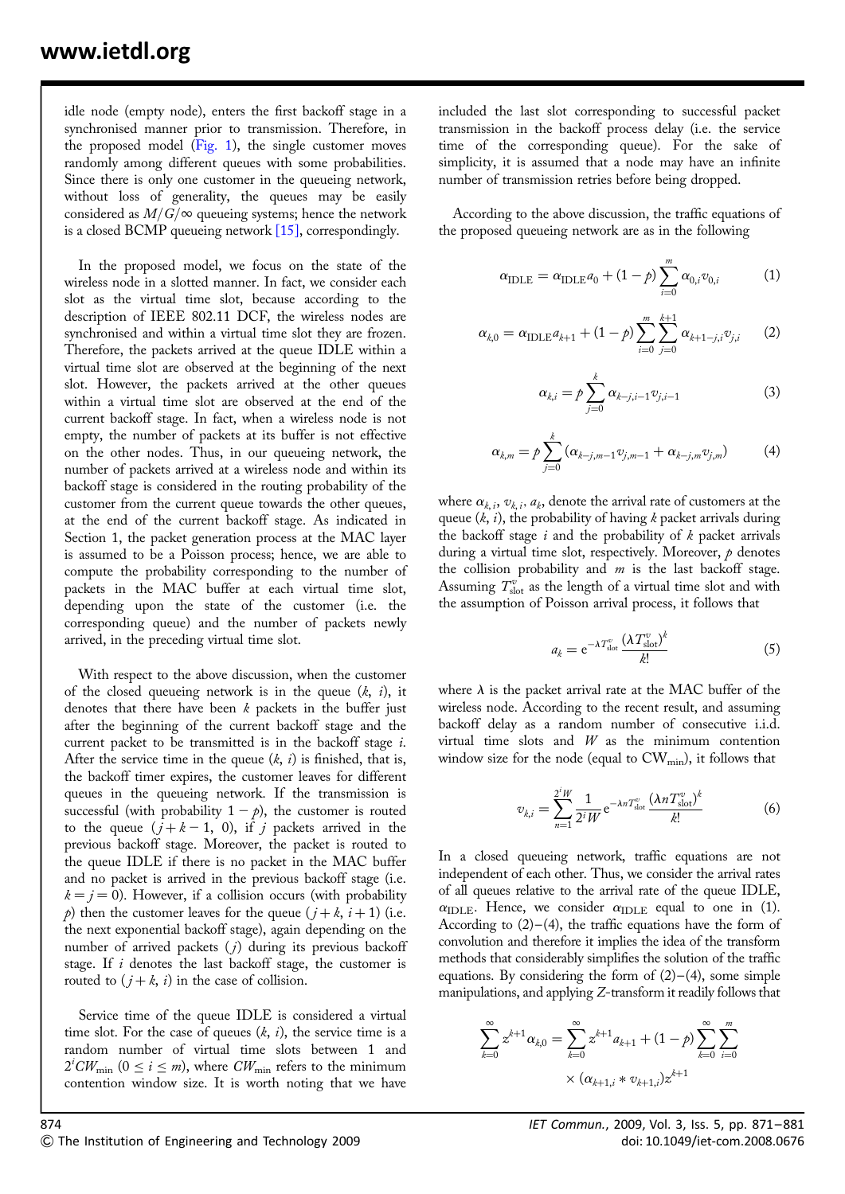idle node (empty node), enters the first backoff stage in a synchronised manner prior to transmission. Therefore, in the proposed model (Fig. 1), the single customer moves randomly among different queues with some probabilities. Since there is only one customer in the queueing network, without loss of generality, the queues may be easily considered as $M/G/\infty$ queueing systems; hence the network is a closed BCMP queueing network [15], correspondingly.

In the proposed model, we focus on the state of the wireless node in a slotted manner. In fact, we consider each slot as the virtual time slot, because according to the description of IEEE 802.11 DCF, the wireless nodes are synchronised and within a virtual time slot they are frozen. Therefore, the packets arrived at the queue IDLE within a virtual time slot are observed at the beginning of the next slot. However, the packets arrived at the other queues within a virtual time slot are observed at the end of the current backoff stage. In fact, when a wireless node is not empty, the number of packets at its buffer is not effective on the other nodes. Thus, in our queueing network, the number of packets arrived at a wireless node and within its backoff stage is considered in the routing probability of the customer from the current queue towards the other queues, at the end of the current backoff stage. As indicated in Section 1, the packet generation process at the MAC layer is assumed to be a Poisson process; hence, we are able to compute the probability corresponding to the number of packets in the MAC buffer at each virtual time slot, depending upon the state of the customer (i.e. the corresponding queue) and the number of packets newly arrived, in the preceding virtual time slot.

With respect to the above discussion, when the customer of the closed queueing network is in the queue $(k, i)$, it denotes that there have been $k$ packets in the buffer just after the beginning of the current backoff stage and the current packet to be transmitted is in the backoff stage $i$. After the service time in the queue $(k, i)$ is finished, that is, the backoff timer expires, the customer leaves for different queues in the queueing network. If the transmission is successful (with probability $1 - p$), the customer is routed to the queue $(j + k - 1, 0)$, if $j$ packets arrived in the previous backoff stage. Moreover, the packet is routed to the queue IDLE if there is no packet in the MAC buffer and no packet is arrived in the previous backoff stage (i.e. $k = j = 0$). However, if a collision occurs (with probability $p$) then the customer leaves for the queue $(j + k, i + 1)$ (i.e. the next exponential backoff stage), again depending on the number of arrived packets ($j$) during its previous backoff stage. If $i$ denotes the last backoff stage, the customer is routed to $(j + k, i)$ in the case of collision.

Service time of the queue IDLE is considered a virtual time slot. For the case of queues $(k, i)$, the service time is a random number of virtual time slots between 1 and $2^i CW_{\min}$ $(0 \le i \le m)$, where $CW_{\min}$ refers to the minimum contention window size. It is worth noting that we have included the last slot corresponding to successful packet transmission in the backoff process delay (i.e. the service time of the corresponding queue). For the sake of simplicity, it is assumed that a node may have an infinite number of transmission retries before being dropped.

According to the above discussion, the traffic equations of the proposed queueing network are as in the following

$$\alpha_{\text{IDLE}} = \alpha_{\text{IDLE}} a_0 + (1 - p) \sum_{i=0}^{m} \alpha_{0,i} v_{0,i} \tag{1}$$

$$\alpha_{k,0} = \alpha_{\text{IDLE}} a_{k+1} + (1 - p) \sum_{i=0}^{m} \sum_{j=0}^{k+1} \alpha_{k+1-j,i} v_{j,i} \tag{2}$$

$$\alpha_{k,i} = p \sum_{j=0}^{k} \alpha_{k-j,i-1} v_{j,i-1} \tag{3}$$

$$\alpha_{k,m} = p \sum_{j=0}^{k} (\alpha_{k-j,m-1} v_{j,m-1} + \alpha_{k-j,m} v_{j,m}) \tag{4}$$

where $\alpha_{k,i}$, $v_{k,i}$, $a_k$, denote the arrival rate of customers at the queue $(k, i)$, the probability of having $k$ packet arrivals during the backoff stage $i$ and the probability of $k$ packet arrivals during a virtual time slot, respectively. Moreover, $p$ denotes the collision probability and $m$ is the last backoff stage. Assuming $T_{\text{slot}}^{v}$ as the length of a virtual time slot and with the assumption of Poisson arrival process, it follows that

$$a_k = e^{-\lambda T_{\text{slot}}^{v}} \frac{(\lambda T_{\text{slot}}^{v})^k}{k!} \tag{5}$$

where $\lambda$ is the packet arrival rate at the MAC buffer of the wireless node. According to the recent result, and assuming backoff delay as a random number of consecutive i.i.d. virtual time slots and $W$ as the minimum contention window size for the node (equal to $\text{CW}_{\min}$), it follows that

$$v_{k,i} = \sum_{n=1}^{2^i W} \frac{1}{2^i W} e^{-\lambda n T_{\text{slot}}^{v}} \frac{(\lambda n T_{\text{slot}}^{v})^k}{k!} \tag{6}$$

In a closed queueing network, traffic equations are not independent of each other. Thus, we consider the arrival rates of all queues relative to the arrival rate of the queue IDLE, $\alpha_{\text{IDLE}}$. Hence, we consider $\alpha_{\text{IDLE}}$ equal to one in (1). According to (2)–(4), the traffic equations have the form of convolution and therefore it implies the idea of the transform methods that considerably simplifies the solution of the traffic equations. By considering the form of (2)–(4), some simple manipulations, and applying $Z$-transform it readily follows that

$$\sum_{k=0}^{\infty} z^{k+1} \alpha_{k,0} = \sum_{k=0}^{\infty} z^{k+1} a_{k+1} + (1 - p) \sum_{k=0}^{\infty} \sum_{i=0}^{m} \times (\alpha_{k+1,i} * v_{k+1,i}) z^{k+1}$$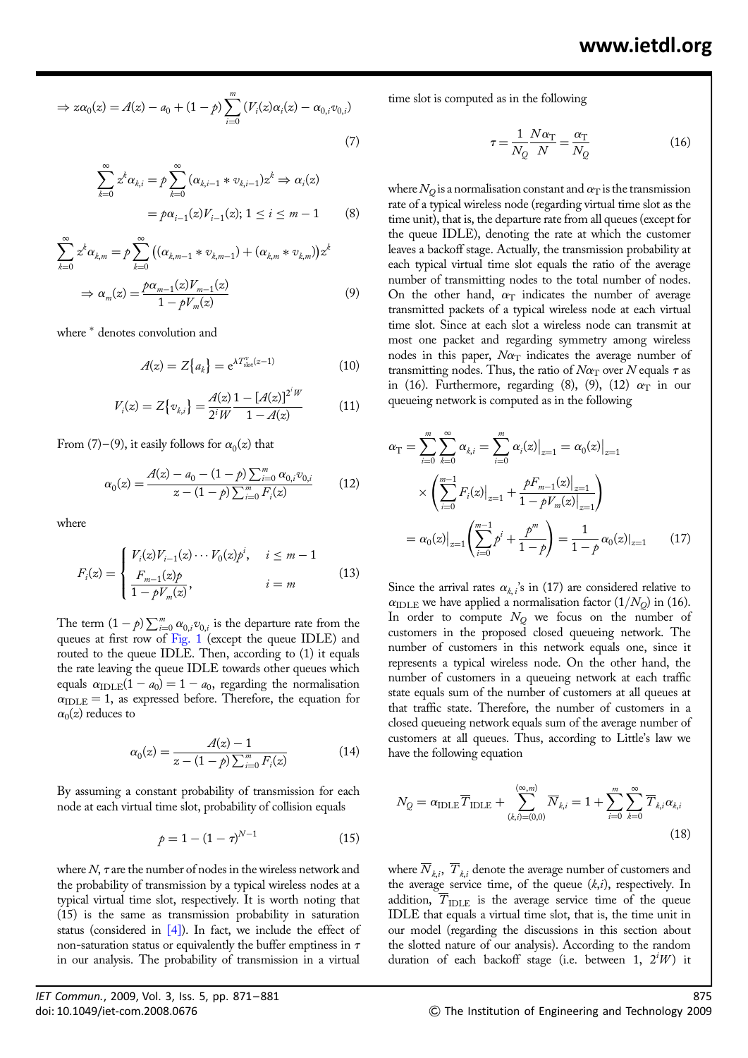$$\Rightarrow z\alpha_0(z) = A(z) - a_0 + (1-p)\sum_{i=0}^{m}\left(V_i(z)\alpha_i(z) - \alpha_{0,i}v_{0,i}\right) \tag{7}$$

$$\sum_{k=0}^{\infty} z^k \alpha_{k,i} = p\sum_{k=0}^{\infty}(\alpha_{k,i-1} * v_{k,i-1})z^k \Rightarrow \alpha_i(z) = p\alpha_{i-1}(z)V_{i-1}(z);\ 1 \le i \le m-1 \tag{8}$$

$$\sum_{k=0}^{\infty} z^k \alpha_{k,m} = p\sum_{k=0}^{\infty}\left((\alpha_{k,m-1} * v_{k,m-1}) + (\alpha_{k,m} * v_{k,m})\right)z^k \Rightarrow \alpha_m(z) = \frac{p\alpha_{m-1}(z)V_{m-1}(z)}{1 - pV_m(z)} \tag{9}$$

where $^*$ denotes convolution and

$$A(z) = Z\{a_k\} = \mathrm{e}^{\lambda T^{v}_{\text{slot}}(z-1)} \tag{10}$$

$$V_i(z) = Z\{v_{k,i}\} = \frac{A(z)}{2^i W}\frac{1 - [A(z)]^{2^i W}}{1 - A(z)} \tag{11}$$

From (7)–(9), it easily follows for $\alpha_0(z)$ that

$$\alpha_0(z) = \frac{A(z) - a_0 - (1-p)\sum_{i=0}^{m}\alpha_{0,i}v_{0,i}}{z - (1-p)\sum_{i=0}^{m}F_i(z)} \tag{12}$$

where

$$F_i(z) = \begin{cases} V_i(z)V_{i-1}(z)\cdots V_0(z)p^i, & i \le m-1 \\ \dfrac{F_{m-1}(z)p}{1 - pV_m(z)}, & i = m \end{cases} \tag{13}$$

The term $(1-p)\sum_{i=0}^{m}\alpha_{0,i}v_{0,i}$ is the departure rate from the queues at first row of Fig. 1 (except the queue IDLE) and routed to the queue IDLE. Then, according to (1) it equals the rate leaving the queue IDLE towards other queues which equals $\alpha_{\text{IDLE}}(1-a_0) = 1 - a_0$, regarding the normalisation $\alpha_{\text{IDLE}} = 1$, as expressed before. Therefore, the equation for $\alpha_0(z)$ reduces to

$$\alpha_0(z) = \frac{A(z) - 1}{z - (1-p)\sum_{i=0}^{m}F_i(z)} \tag{14}$$

By assuming a constant probability of transmission for each node at each virtual time slot, probability of collision equals

$$p = 1 - (1-\tau)^{N-1} \tag{15}$$

where $N$, $\tau$ are the number of nodes in the wireless network and the probability of transmission by a typical wireless nodes at a typical virtual time slot, respectively. It is worth noting that (15) is the same as transmission probability in saturation status (considered in [4]). In fact, we include the effect of non-saturation status or equivalently the buffer emptiness in $\tau$ in our analysis. The probability of transmission in a virtual time slot is computed as in the following

$$\tau = \frac{1}{N_Q}\frac{N\alpha_{\text{T}}}{N} = \frac{\alpha_{\text{T}}}{N_Q} \tag{16}$$

where $N_Q$ is a normalisation constant and $\alpha_{\text{T}}$ is the transmission rate of a typical wireless node (regarding virtual time slot as the time unit), that is, the departure rate from all queues (except for the queue IDLE), denoting the rate at which the customer leaves a backoff stage. Actually, the transmission probability at each typical virtual time slot equals the ratio of the average number of transmitting nodes to the total number of nodes. On the other hand, $\alpha_{\text{T}}$ indicates the number of average transmitted packets of a typical wireless node at each virtual time slot. Since at each slot a wireless node can transmit at most one packet and regarding symmetry among wireless nodes in this paper, $N\alpha_{\text{T}}$ indicates the average number of transmitting nodes. Thus, the ratio of $N\alpha_{\text{T}}$ over $N$ equals $\tau$ as in (16). Furthermore, regarding (8), (9), (12) $\alpha_{\text{T}}$ in our queueing network is computed as in the following

$$\begin{aligned}\alpha_{\text{T}} &= \sum_{i=0}^{m}\sum_{k=0}^{\infty}\alpha_{k,i} = \sum_{i=0}^{m}\alpha_i(z)\big|_{z=1} = \alpha_0(z)\big|_{z=1} \\ &\quad\times\left(\sum_{i=0}^{m-1}F_i(z)\big|_{z=1} + \frac{pF_{m-1}(z)\big|_{z=1}}{1 - pV_m(z)\big|_{z=1}}\right) \\ &= \alpha_0(z)\big|_{z=1}\left(\sum_{i=0}^{m-1}p^i + \frac{p^m}{1-p}\right) = \frac{1}{1-p}\alpha_0(z)\big|_{z=1}\end{aligned} \tag{17}$$

Since the arrival rates $\alpha_{k,i}$'s in (17) are considered relative to $\alpha_{\text{IDLE}}$ we have applied a normalisation factor $(1/N_Q)$ in (16). In order to compute $N_Q$ we focus on the number of customers in the proposed closed queueing network. The number of customers in this network equals one, since it represents a typical wireless node. On the other hand, the number of customers in a queueing network at each traffic state equals sum of the number of customers at all queues at that traffic state. Therefore, the number of customers in a closed queueing network equals sum of the average number of customers at all queues. Thus, according to Little's law we have the following equation

$$N_Q = \alpha_{\text{IDLE}}\overline{T}_{\text{IDLE}} + \sum_{(k,i)=(0,0)}^{(\infty,m)}\overline{N}_{k,i} = 1 + \sum_{i=0}^{m}\sum_{k=0}^{\infty}\overline{T}_{k,i}\alpha_{k,i} \tag{18}$$

where $\overline{N}_{k,i}$, $\overline{T}_{k,i}$ denote the average number of customers and the average service time, of the queue $(k,i)$, respectively. In addition, $\overline{T}_{\text{IDLE}}$ is the average service time of the queue IDLE that equals a virtual time slot, that is, the time unit in our model (regarding the discussions in this section about the slotted nature of our analysis). According to the random duration of each backoff stage (i.e. between 1, $2^iW$) it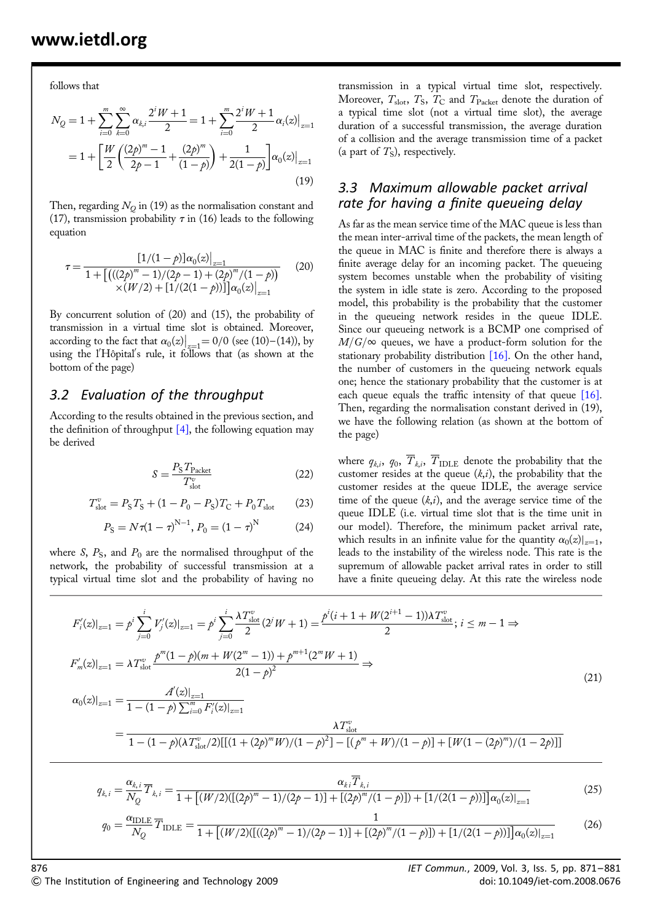follows that

$$N_Q = 1 + \sum_{i=0}^{m}\sum_{k=0}^{\infty}\alpha_{k,i}\frac{2^i W + 1}{2} = 1 + \sum_{i=0}^{m}\frac{2^i W + 1}{2}\alpha_i(z)\big|_{z=1}$$
$$= 1 + \left[\frac{W}{2}\left(\frac{(2p)^m - 1}{2p - 1} + \frac{(2p)^m}{(1-p)}\right) + \frac{1}{2(1-p)}\right]\alpha_0(z)\big|_{z=1} \tag{19}$$

Then, regarding $N_Q$ in (19) as the normalisation constant and (17), transmission probability $\tau$ in (16) leads to the following equation

$$\tau = \frac{[1/(1-p)]\alpha_0(z)\big|_{z=1}}{1 + \left[\left(((2p)^m - 1)/(2p-1) + (2p)^m/(1-p)\right)\times(W/2) + [1/(2(1-p))]\right]\alpha_0(z)\big|_{z=1}} \tag{20}$$

By concurrent solution of (20) and (15), the probability of transmission in a virtual time slot is obtained. Moreover, according to the fact that $\alpha_0(z)\big|_{z=1} = 0/0$ (see (10)–(14)), by using the l'Hôpital's rule, it follows that (as shown at the bottom of the page)

$$F_i'(z)\big|_{z=1} = p^i\sum_{j=0}^{i}V_j'(z)\big|_{z=1} = p^i\sum_{j=0}^{i}\frac{\lambda T_{\text{slot}}^v}{2}(2^j W + 1) = \frac{p^i(i + 1 + W(2^{i+1} - 1))\lambda T_{\text{slot}}^v}{2};\ i \le m - 1 \Rightarrow$$

$$F_m'(z)\big|_{z=1} = \lambda T_{\text{slot}}^v\frac{p^m(1-p)(m + W(2^m - 1)) + p^{m+1}(2^m W + 1)}{2(1-p)^2} \Rightarrow$$

$$\alpha_0(z)\big|_{z=1} = \frac{A'(z)\big|_{z=1}}{1 - (1-p)\sum_{i=0}^{m}F_i'(z)\big|_{z=1}}$$

$$= \frac{\lambda T_{\text{slot}}^v}{1 - (1-p)(\lambda T_{\text{slot}}^v/2)\left[[(1 + (2p)^m W)/(1-p)^2] - [(p^m + W)/(1-p)] + [W(1 - (2p)^m)/(1 - 2p)]\right]} \tag{21}$$

## 3.2 Evaluation of the throughput

According to the results obtained in the previous section, and the definition of throughput [4], the following equation may be derived

$$S = \frac{P_S T_{\text{Packet}}}{T_{\text{slot}}^v} \tag{22}$$

$$T_{\text{slot}}^v = P_S T_S + (1 - P_0 - P_S)T_C + P_0 T_{\text{slot}} \tag{23}$$

$$P_S = N\tau(1-\tau)^{N-1},\ P_0 = (1-\tau)^N \tag{24}$$

where $S$, $P_S$, and $P_0$ are the normalised throughput of the network, the probability of successful transmission at a typical virtual time slot and the probability of having no transmission in a typical virtual time slot, respectively. Moreover, $T_{\text{slot}}$, $T_S$, $T_C$ and $T_{\text{Packet}}$ denote the duration of a typical time slot (not a virtual time slot), the average duration of a successful transmission, the average duration of a collision and the average transmission time of a packet (a part of $T_S$), respectively.

## 3.3 Maximum allowable packet arrival rate for having a finite queueing delay

As far as the mean service time of the MAC queue is less than the mean inter-arrival time of the packets, the mean length of the queue in MAC is finite and therefore there is always a finite average delay for an incoming packet. The queueing system becomes unstable when the probability of visiting the system in idle state is zero. According to the proposed model, this probability is the probability that the customer in the queueing network resides in the queue IDLE. Since our queueing network is a BCMP one comprised of $M/G/\infty$ queues, we have a product-form solution for the stationary probability distribution [16]. On the other hand, the number of customers in the queueing network equals one; hence the stationary probability that the customer is at each queue equals the traffic intensity of that queue [16]. Then, regarding the normalisation constant derived in (19), we have the following relation (as shown at the bottom of the page)

$$q_{k,i} = \frac{\alpha_{k,i}}{N_Q}\overline{T}_{k,i} = \frac{\alpha_{k,i}\overline{T}_{k,i}}{1 + \left[(W/2)([(2p)^m - 1)/(2p-1)] + [(2p)^m/(1-p)]) + [1/(2(1-p))]\right]\alpha_0(z)\big|_{z=1}} \tag{25}$$

$$q_0 = \frac{\alpha_{\text{IDLE}}}{N_Q}\overline{T}_{\text{IDLE}} = \frac{1}{1 + \left[(W/2)([((2p)^m - 1)/(2p-1)] + [(2p)^m/(1-p)]) + [1/(2(1-p))]\right]\alpha_0(z)\big|_{z=1}} \tag{26}$$

where $q_{k,i}$, $q_0$, $\overline{T}_{k,i}$, $\overline{T}_{\text{IDLE}}$ denote the probability that the customer resides at the queue $(k,i)$, the probability that the customer resides at the queue IDLE, the average service time of the queue $(k,i)$, and the average service time of the queue IDLE (i.e. virtual time slot that is the time unit in our model). Therefore, the minimum packet arrival rate, which results in an infinite value for the quantity $\alpha_0(z)\big|_{z=1}$, leads to the instability of the wireless node. This rate is the supremum of allowable packet arrival rates in order to still have a finite queueing delay. At this rate the wireless node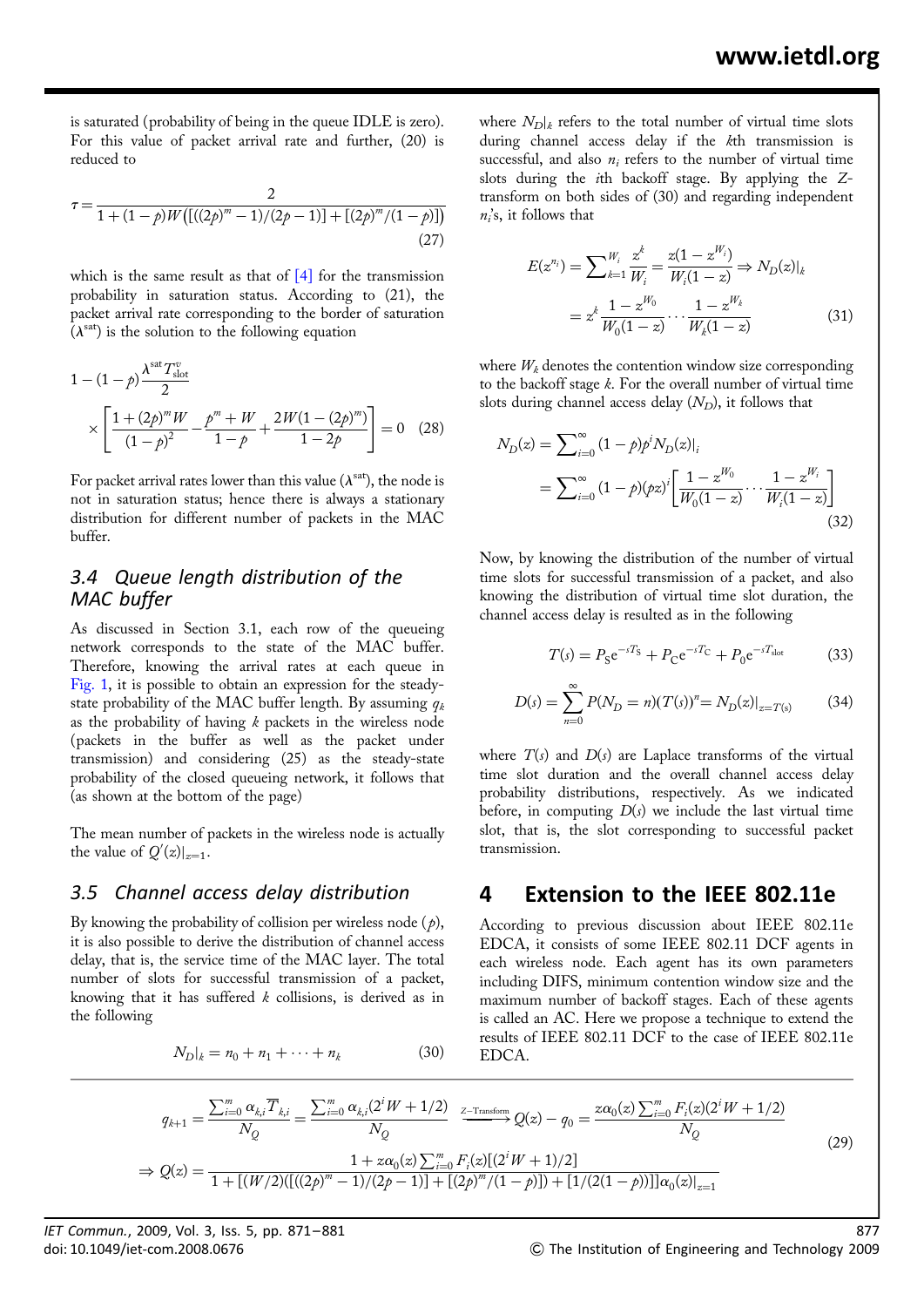is saturated (probability of being in the queue IDLE is zero). For this value of packet arrival rate and further, (20) is reduced to

$$\tau = \frac{2}{1 + (1-p)W\left(\left[((2p)^m - 1)/(2p-1)\right] + \left[(2p)^m/(1-p)\right]\right)} \tag{27}$$

which is the same result as that of [4] for the transmission probability in saturation status. According to (21), the packet arrival rate corresponding to the border of saturation ($\lambda^{\text{sat}}$) is the solution to the following equation

$$1 - (1-p)\frac{\lambda^{\text{sat}} T_{\text{slot}}^{v}}{2} \times \left[\frac{1 + (2p)^m W}{(1-p)^2} - \frac{p^m + W}{1-p} + \frac{2W(1-(2p)^m)}{1-2p}\right] = 0 \tag{28}$$

For packet arrival rates lower than this value ($\lambda^{\text{sat}}$), the node is not in saturation status; hence there is always a stationary distribution for different number of packets in the MAC buffer.

### 3.4 Queue length distribution of the MAC buffer

As discussed in Section 3.1, each row of the queueing network corresponds to the state of the MAC buffer. Therefore, knowing the arrival rates at each queue in Fig. 1, it is possible to obtain an expression for the steady-state probability of the MAC buffer length. By assuming $q_k$ as the probability of having $k$ packets in the wireless node (packets in the buffer as well as the packet under transmission) and considering (25) as the steady-state probability of the closed queueing network, it follows that (as shown at the bottom of the page)

$$q_{k+1} = \frac{\sum_{i=0}^{m} \alpha_{k,i} \overline{T}_{k,i}}{N_Q} = \frac{\sum_{i=0}^{m} \alpha_{k,i}(2^i W + 1/2)}{N_Q} \xrightarrow{Z\text{-Transform}} Q(z) - q_0 = \frac{z\alpha_0(z)\sum_{i=0}^{m} F_i(z)(2^i W + 1/2)}{N_Q}$$

$$\Rightarrow Q(z) = \frac{1 + z\alpha_0(z)\sum_{i=0}^{m} F_i(z)[(2^i W + 1)/2]}{1 + [(W/2)([((2p)^m - 1)/(2p-1)] + [(2p)^m/(1-p)]) + [1/(2(1-p))]]\alpha_0(z)|_{z=1}} \tag{29}$$

The mean number of packets in the wireless node is actually the value of $Q'(z)|_{z=1}$.

### 3.5 Channel access delay distribution

By knowing the probability of collision per wireless node ($p$), it is also possible to derive the distribution of channel access delay, that is, the service time of the MAC layer. The total number of slots for successful transmission of a packet, knowing that it has suffered $k$ collisions, is derived as in the following

$$N_D|_k = n_0 + n_1 + \cdots + n_k \tag{30}$$

where $N_D|_k$ refers to the total number of virtual time slots during channel access delay if the $k$th transmission is successful, and also $n_i$ refers to the number of virtual time slots during the $i$th backoff stage. By applying the Z-transform on both sides of (30) and regarding independent $n_i$'s, it follows that

$$E(z^{n_i}) = \sum_{k=1}^{W_i} \frac{z^k}{W_i} = \frac{z(1 - z^{W_i})}{W_i(1-z)} \Rightarrow N_D(z)|_k = z^k \frac{1 - z^{W_0}}{W_0(1-z)} \cdots \frac{1 - z^{W_k}}{W_k(1-z)} \tag{31}$$

where $W_k$ denotes the contention window size corresponding to the backoff stage $k$. For the overall number of virtual time slots during channel access delay ($N_D$), it follows that

$$N_D(z) = \sum_{i=0}^{\infty} (1-p)p^i N_D(z)|_i = \sum_{i=0}^{\infty} (1-p)(pz)^i \left[\frac{1 - z^{W_0}}{W_0(1-z)} \cdots \frac{1 - z^{W_i}}{W_i(1-z)}\right] \tag{32}$$

Now, by knowing the distribution of the number of virtual time slots for successful transmission of a packet, and also knowing the distribution of virtual time slot duration, the channel access delay is resulted as in the following

$$T(s) = P_S e^{-sT_S} + P_C e^{-sT_C} + P_0 e^{-sT_{\text{slot}}} \tag{33}$$

$$D(s) = \sum_{n=0}^{\infty} P(N_D = n)(T(s))^n = N_D(z)|_{z=T(s)} \tag{34}$$

where $T(s)$ and $D(s)$ are Laplace transforms of the virtual time slot duration and the overall channel access delay probability distributions, respectively. As we indicated before, in computing $D(s)$ we include the last virtual time slot, that is, the slot corresponding to successful packet transmission.

## 4 Extension to the IEEE 802.11e

According to previous discussion about IEEE 802.11e EDCA, it consists of some IEEE 802.11 DCF agents in each wireless node. Each agent has its own parameters including DIFS, minimum contention window size and the maximum number of backoff stages. Each of these agents is called an AC. Here we propose a technique to extend the results of IEEE 802.11 DCF to the case of IEEE 802.11e EDCA.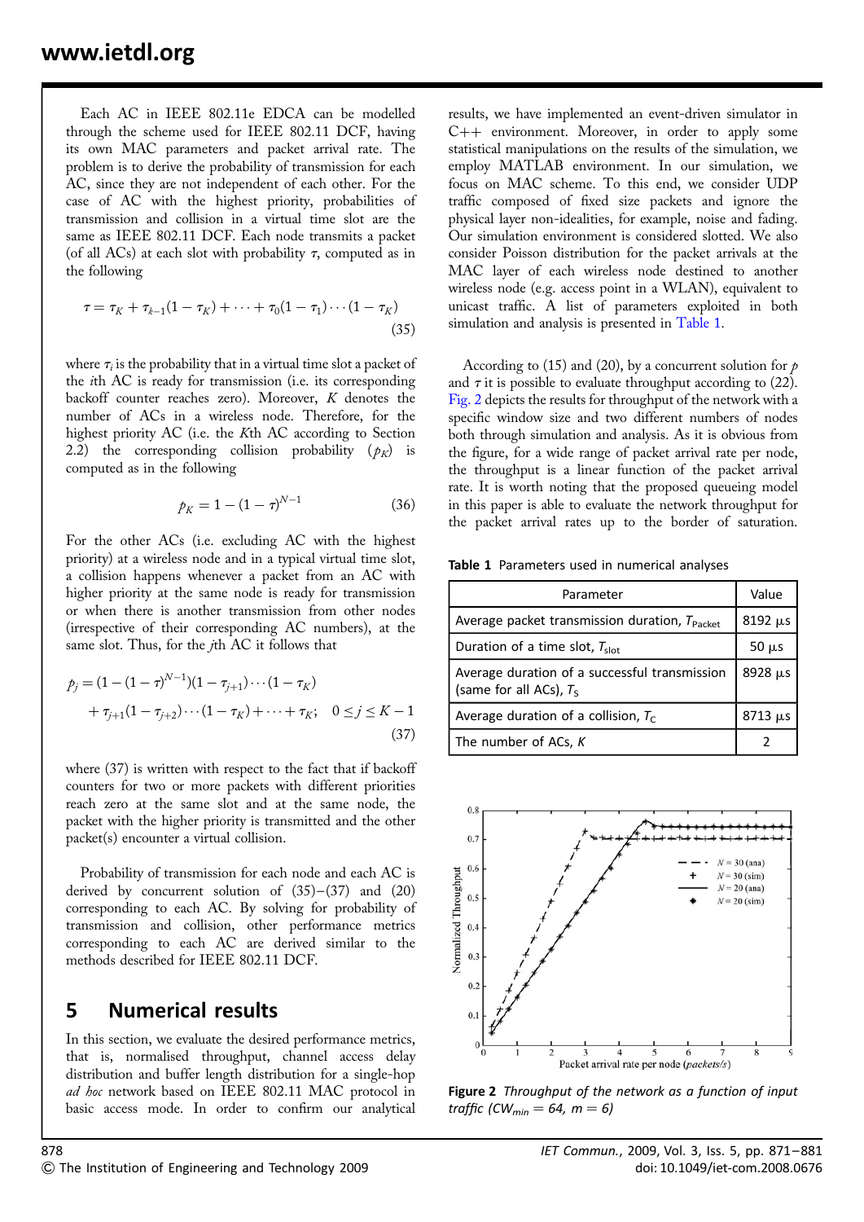Each AC in IEEE 802.11e EDCA can be modelled through the scheme used for IEEE 802.11 DCF, having its own MAC parameters and packet arrival rate. The problem is to derive the probability of transmission for each AC, since they are not independent of each other. For the case of AC with the highest priority, probabilities of transmission and collision in a virtual time slot are the same as IEEE 802.11 DCF. Each node transmits a packet (of all ACs) at each slot with probability $\tau$, computed as in the following

$$\tau = \tau_K + \tau_{k-1}(1-\tau_K) + \cdots + \tau_0(1-\tau_1)\cdots(1-\tau_K) \tag{35}$$

where $\tau_i$ is the probability that in a virtual time slot a packet of the $i$th AC is ready for transmission (i.e. its corresponding backoff counter reaches zero). Moreover, $K$ denotes the number of ACs in a wireless node. Therefore, for the highest priority AC (i.e. the $K$th AC according to Section 2.2) the corresponding collision probability ($p_K$) is computed as in the following

$$p_K = 1 - (1-\tau)^{N-1} \tag{36}$$

For the other ACs (i.e. excluding AC with the highest priority) at a wireless node and in a typical virtual time slot, a collision happens whenever a packet from an AC with higher priority at the same node is ready for transmission or when there is another transmission from other nodes (irrespective of their corresponding AC numbers), at the same slot. Thus, for the $j$th AC it follows that

$$p_j = (1-(1-\tau)^{N-1})(1-\tau_{j+1})\cdots(1-\tau_K) + \tau_{j+1}(1-\tau_{j+2})\cdots(1-\tau_K) + \cdots + \tau_K; \quad 0 \le j \le K-1 \tag{37}$$

where (37) is written with respect to the fact that if backoff counters for two or more packets with different priorities reach zero at the same slot and at the same node, the packet with the higher priority is transmitted and the other packet(s) encounter a virtual collision.

Probability of transmission for each node and each AC is derived by concurrent solution of (35)–(37) and (20) corresponding to each AC. By solving for probability of transmission and collision, other performance metrics corresponding to each AC are derived similar to the methods described for IEEE 802.11 DCF.

## 5 Numerical results

In this section, we evaluate the desired performance metrics, that is, normalised throughput, channel access delay distribution and buffer length distribution for a single-hop *ad hoc* network based on IEEE 802.11 MAC protocol in basic access mode. In order to confirm our analytical results, we have implemented an event-driven simulator in C++ environment. Moreover, in order to apply some statistical manipulations on the results of the simulation, we employ MATLAB environment. In our simulation, we focus on MAC scheme. To this end, we consider UDP traffic composed of fixed size packets and ignore the physical layer non-idealities, for example, noise and fading. Our simulation environment is considered slotted. We also consider Poisson distribution for the packet arrivals at the MAC layer of each wireless node destined to another wireless node (e.g. access point in a WLAN), equivalent to unicast traffic. A list of parameters exploited in both simulation and analysis is presented in Table 1.

According to (15) and (20), by a concurrent solution for $p$ and $\tau$ it is possible to evaluate throughput according to (22). Fig. 2 depicts the results for throughput of the network with a specific window size and two different numbers of nodes both through simulation and analysis. As it is obvious from the figure, for a wide range of packet arrival rate per node, the throughput is a linear function of the packet arrival rate. It is worth noting that the proposed queueing model in this paper is able to evaluate the network throughput for the packet arrival rates up to the border of saturation.

**Table 1** Parameters used in numerical analyses

| Parameter | Value |
|---|---|
| Average packet transmission duration, $T_{Packet}$ | 8192 μs |
| Duration of a time slot, $T_{slot}$ | 50 μs |
| Average duration of a successful transmission (same for all ACs), $T_S$ | 8928 μs |
| Average duration of a collision, $T_C$ | 8713 μs |
| The number of ACs, $K$ | 2 |

**Figure 2** *Throughput of the network as a function of input traffic ($CW_{min}$ = 64, $m$ = 6)*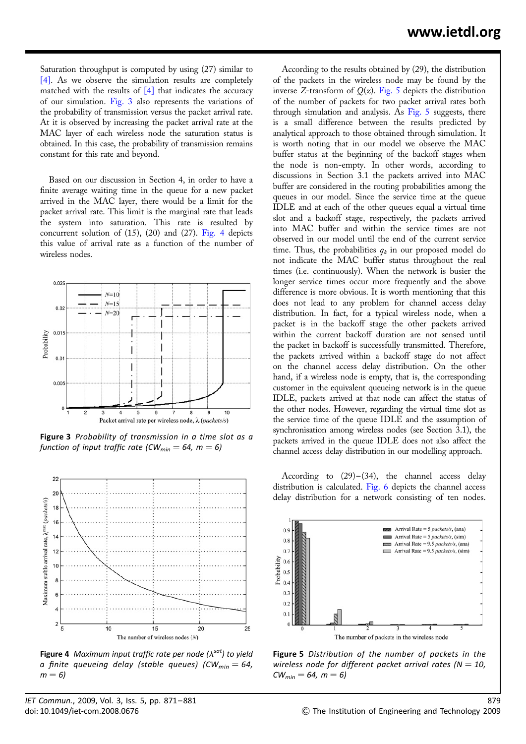Saturation throughput is computed by using (27) similar to [4]. As we observe the simulation results are completely matched with the results of [4] that indicates the accuracy of our simulation. Fig. 3 also represents the variations of the probability of transmission versus the packet arrival rate. At it is observed by increasing the packet arrival rate at the MAC layer of each wireless node the saturation status is obtained. In this case, the probability of transmission remains constant for this rate and beyond.

Based on our discussion in Section 4, in order to have a finite average waiting time in the queue for a new packet arrived in the MAC layer, there would be a limit for the packet arrival rate. This limit is the marginal rate that leads the system into saturation. This rate is resulted by concurrent solution of (15), (20) and (27). Fig. 4 depicts this value of arrival rate as a function of the number of wireless nodes.

**Figure 3** *Probability of transmission in a time slot as a function of input traffic rate ($CW_{min}$ = 64, m = 6)*

**Figure 4** *Maximum input traffic rate per node ($\lambda^{sat}$) to yield a finite queueing delay (stable queues) ($CW_{min}$ = 64, m = 6)*

According to the results obtained by (29), the distribution of the packets in the wireless node may be found by the inverse Z-transform of $Q(z)$. Fig. 5 depicts the distribution of the number of packets for two packet arrival rates both through simulation and analysis. As Fig. 5 suggests, there is a small difference between the results predicted by analytical approach to those obtained through simulation. It is worth noting that in our model we observe the MAC buffer status at the beginning of the backoff stages when the node is non-empty. In other words, according to discussions in Section 3.1 the packets arrived into MAC buffer are considered in the routing probabilities among the queues in our model. Since the service time at the queue IDLE and at each of the other queues equal a virtual time slot and a backoff stage, respectively, the packets arrived into MAC buffer and within the service times are not observed in our model until the end of the current service time. Thus, the probabilities $q_k$ in our proposed model do not indicate the MAC buffer status throughout the real times (i.e. continuously). When the network is busier the longer service times occur more frequently and the above difference is more obvious. It is worth mentioning that this does not lead to any problem for channel access delay distribution. In fact, for a typical wireless node, when a packet is in the backoff stage the other packets arrived within the current backoff duration are not sensed until the packet in backoff is successfully transmitted. Therefore, the packets arrived within a backoff stage do not affect on the channel access delay distribution. On the other hand, if a wireless node is empty, that is, the corresponding customer in the equivalent queueing network is in the queue IDLE, packets arrived at that node can affect the status of the other nodes. However, regarding the virtual time slot as the service time of the queue IDLE and the assumption of synchronisation among wireless nodes (see Section 3.1), the packets arrived in the queue IDLE does not also affect the channel access delay distribution in our modelling approach.

According to (29)–(34), the channel access delay distribution is calculated. Fig. 6 depicts the channel access delay distribution for a network consisting of ten nodes.

**Figure 5** *Distribution of the number of packets in the wireless node for different packet arrival rates (N = 10, $CW_{min}$ = 64, m = 6)*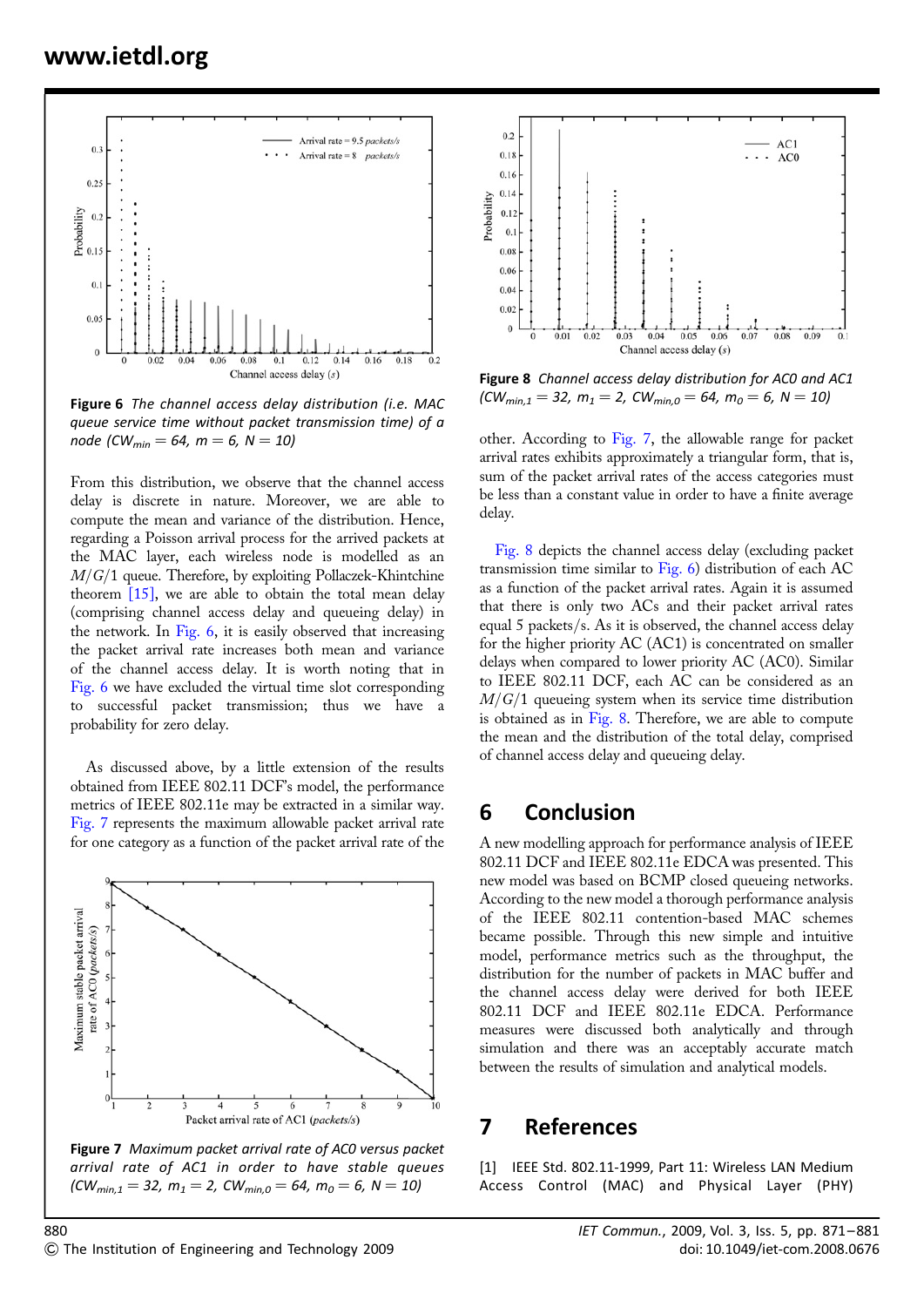Figure 6 *The channel access delay distribution (i.e. MAC queue service time without packet transmission time) of a node ($CW_{min} = 64$, $m = 6$, $N = 10$)*

From this distribution, we observe that the channel access delay is discrete in nature. Moreover, we are able to compute the mean and variance of the distribution. Hence, regarding a Poisson arrival process for the arrived packets at the MAC layer, each wireless node is modelled as an $M/G/1$ queue. Therefore, by exploiting Pollaczek-Khintchine theorem [15], we are able to obtain the total mean delay (comprising channel access delay and queueing delay) in the network. In Fig. 6, it is easily observed that increasing the packet arrival rate increases both mean and variance of the channel access delay. It is worth noting that in Fig. 6 we have excluded the virtual time slot corresponding to successful packet transmission; thus we have a probability for zero delay.

As discussed above, by a little extension of the results obtained from IEEE 802.11 DCF's model, the performance metrics of IEEE 802.11e may be extracted in a similar way. Fig. 7 represents the maximum allowable packet arrival rate for one category as a function of the packet arrival rate of the other. According to Fig. 7, the allowable range for packet arrival rates exhibits approximately a triangular form, that is, sum of the packet arrival rates of the access categories must be less than a constant value in order to have a finite average delay.

Figure 7 *Maximum packet arrival rate of AC0 versus packet arrival rate of AC1 in order to have stable queues ($CW_{min,1} = 32$, $m_1 = 2$, $CW_{min,0} = 64$, $m_0 = 6$, $N = 10$)*

Figure 8 *Channel access delay distribution for AC0 and AC1 ($CW_{min,1} = 32$, $m_1 = 2$, $CW_{min,0} = 64$, $m_0 = 6$, $N = 10$)*

Fig. 8 depicts the channel access delay (excluding packet transmission time similar to Fig. 6) distribution of each AC as a function of the packet arrival rates. Again it is assumed that there is only two ACs and their packet arrival rates equal 5 packets/s. As it is observed, the channel access delay for the higher priority AC (AC1) is concentrated on smaller delays when compared to lower priority AC (AC0). Similar to IEEE 802.11 DCF, each AC can be considered as an $M/G/1$ queueing system when its service time distribution is obtained as in Fig. 8. Therefore, we are able to compute the mean and the distribution of the total delay, comprised of channel access delay and queueing delay.

## 6 Conclusion

A new modelling approach for performance analysis of IEEE 802.11 DCF and IEEE 802.11e EDCA was presented. This new model was based on BCMP closed queueing networks. According to the new model a thorough performance analysis of the IEEE 802.11 contention-based MAC schemes became possible. Through this new simple and intuitive model, performance metrics such as the throughput, the distribution for the number of packets in MAC buffer and the channel access delay were derived for both IEEE 802.11 DCF and IEEE 802.11e EDCA. Performance measures were discussed both analytically and through simulation and there was an acceptably accurate match between the results of simulation and analytical models.

## 7 References

[1] IEEE Std. 802.11-1999, Part 11: Wireless LAN Medium Access Control (MAC) and Physical Layer (PHY)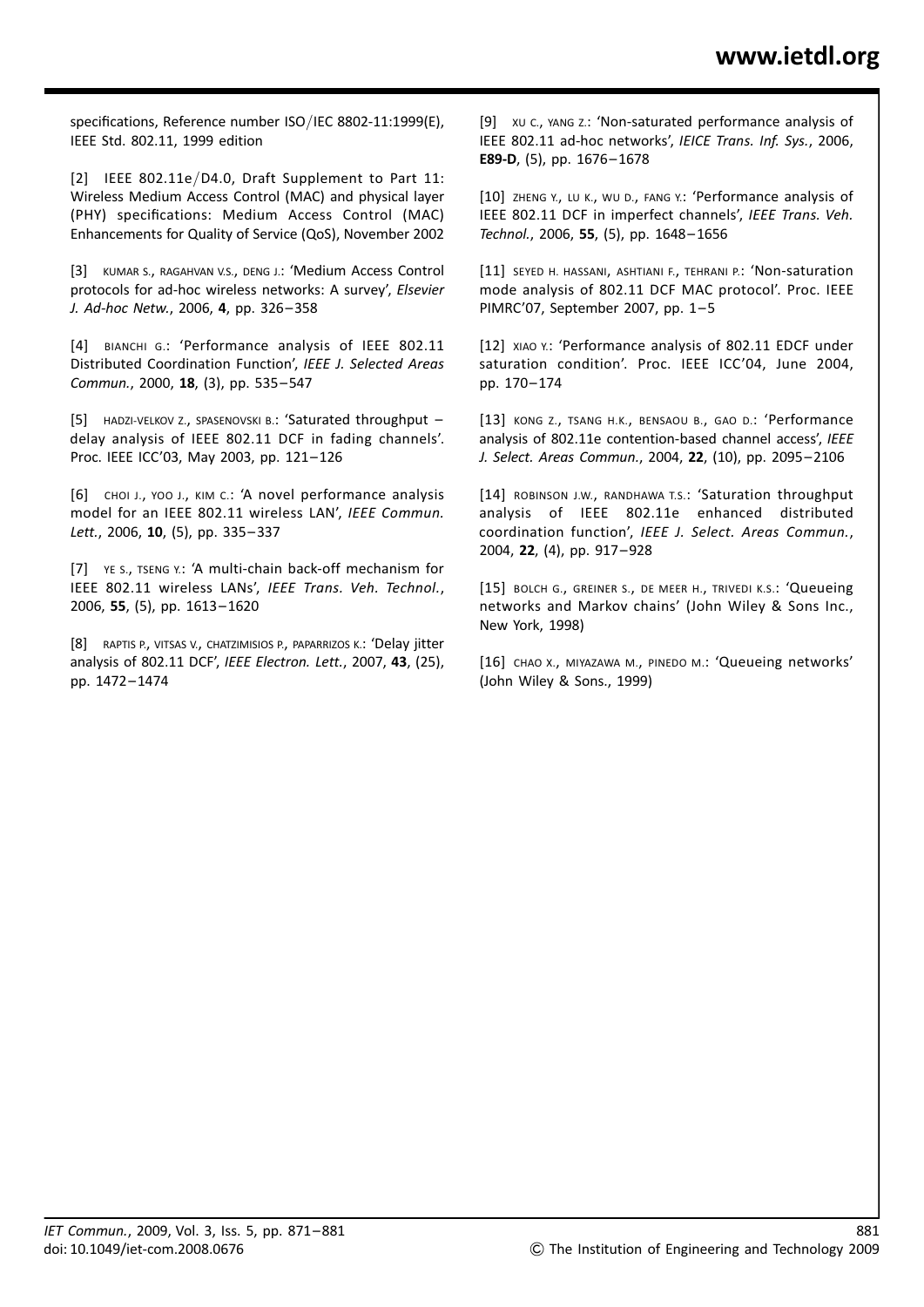specifications, Reference number ISO/IEC 8802-11:1999(E), IEEE Std. 802.11, 1999 edition

[2] IEEE 802.11e/D4.0, Draft Supplement to Part 11: Wireless Medium Access Control (MAC) and physical layer (PHY) specifications: Medium Access Control (MAC) Enhancements for Quality of Service (QoS), November 2002

[3] KUMAR S., RAGAHVAN V.S., DENG J.: 'Medium Access Control protocols for ad-hoc wireless networks: A survey', *Elsevier J. Ad-hoc Netw.*, 2006, **4**, pp. 326–358

[4] BIANCHI G.: 'Performance analysis of IEEE 802.11 Distributed Coordination Function', *IEEE J. Selected Areas Commun.*, 2000, **18**, (3), pp. 535–547

[5] HADZI-VELKOV Z., SPASENOVSKI B.: 'Saturated throughput – delay analysis of IEEE 802.11 DCF in fading channels'. Proc. IEEE ICC'03, May 2003, pp. 121–126

[6] CHOI J., YOO J., KIM C.: 'A novel performance analysis model for an IEEE 802.11 wireless LAN', *IEEE Commun. Lett.*, 2006, **10**, (5), pp. 335–337

[7] YE S., TSENG Y.: 'A multi-chain back-off mechanism for IEEE 802.11 wireless LANs', *IEEE Trans. Veh. Technol.*, 2006, **55**, (5), pp. 1613–1620

[8] RAPTIS P., VITSAS V., CHATZIMISIOS P., PAPARRIZOS K.: 'Delay jitter analysis of 802.11 DCF', *IEEE Electron. Lett.*, 2007, **43**, (25), pp. 1472–1474

[9] XU C., YANG Z.: 'Non-saturated performance analysis of IEEE 802.11 ad-hoc networks', *IEICE Trans. Inf. Sys.*, 2006, **E89-D**, (5), pp. 1676–1678

[10] ZHENG Y., LU K., WU D., FANG Y.: 'Performance analysis of IEEE 802.11 DCF in imperfect channels', *IEEE Trans. Veh. Technol.*, 2006, **55**, (5), pp. 1648–1656

[11] SEYED H. HASSANI, ASHTIANI F., TEHRANI P.: 'Non-saturation mode analysis of 802.11 DCF MAC protocol'. Proc. IEEE PIMRC'07, September 2007, pp. 1–5

[12] XIAO Y.: 'Performance analysis of 802.11 EDCF under saturation condition'. Proc. IEEE ICC'04, June 2004, pp. 170–174

[13] KONG Z., TSANG H.K., BENSAOU B., GAO D.: 'Performance analysis of 802.11e contention-based channel access', *IEEE J. Select. Areas Commun.*, 2004, **22**, (10), pp. 2095–2106

[14] ROBINSON J.W., RANDHAWA T.S.: 'Saturation throughput analysis of IEEE 802.11e enhanced distributed coordination function', *IEEE J. Select. Areas Commun.*, 2004, **22**, (4), pp. 917–928

[15] BOLCH G., GREINER S., DE MEER H., TRIVEDI K.S.: 'Queueing networks and Markov chains' (John Wiley & Sons Inc., New York, 1998)

[16] CHAO X., MIYAZAWA M., PINEDO M.: 'Queueing networks' (John Wiley & Sons., 1999)